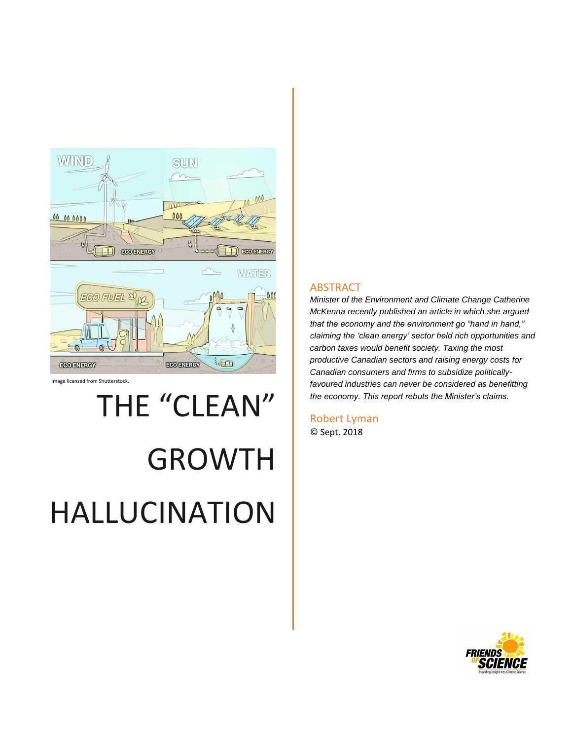Image licensed from Shutterstock.

# THE "CLEAN" GROWTH HALLUCINATION

## ABSTRACT

*Minister of the Environment and Climate Change Catherine McKenna recently published an article in which she argued that the economy and the environment go "hand in hand," claiming the 'clean energy' sector held rich opportunities and carbon taxes would benefit society. Taxing the most productive Canadian sectors and raising energy costs for Canadian consumers and firms to subsidize politically-favoured industries can never be considered as benefitting the economy. This report rebuts the Minister's claims.*

Robert Lyman

© Sept. 2018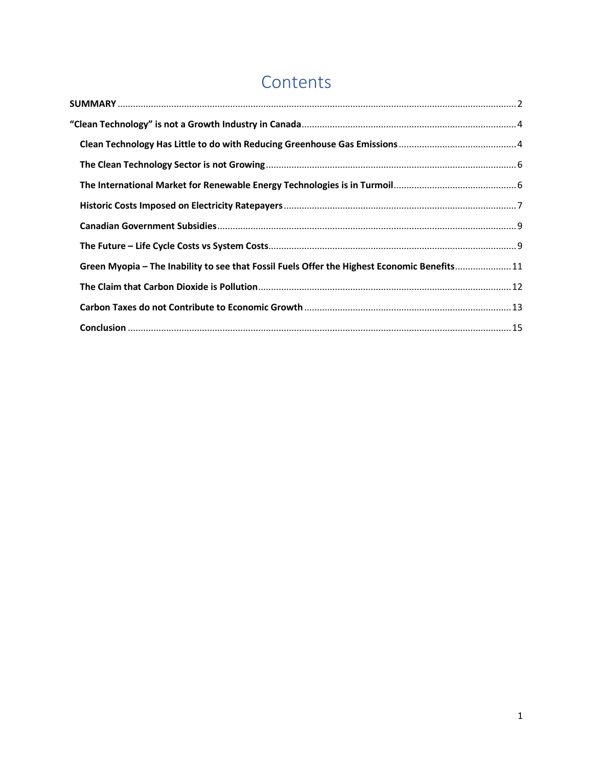# Contents

**SUMMARY** .......... 2

**“Clean Technology” is not a Growth Industry in Canada** .......... 4

- **Clean Technology Has Little to do with Reducing Greenhouse Gas Emissions** .......... 4
- **The Clean Technology Sector is not Growing** .......... 6
- **The International Market for Renewable Energy Technologies is in Turmoil** .......... 6
- **Historic Costs Imposed on Electricity Ratepayers** .......... 7
- **Canadian Government Subsidies** .......... 9
- **The Future – Life Cycle Costs vs System Costs** .......... 9
- **Green Myopia – The Inability to see that Fossil Fuels Offer the Highest Economic Benefits** .......... 11
- **The Claim that Carbon Dioxide is Pollution** .......... 12
- **Carbon Taxes do not Contribute to Economic Growth** .......... 13
- **Conclusion** .......... 15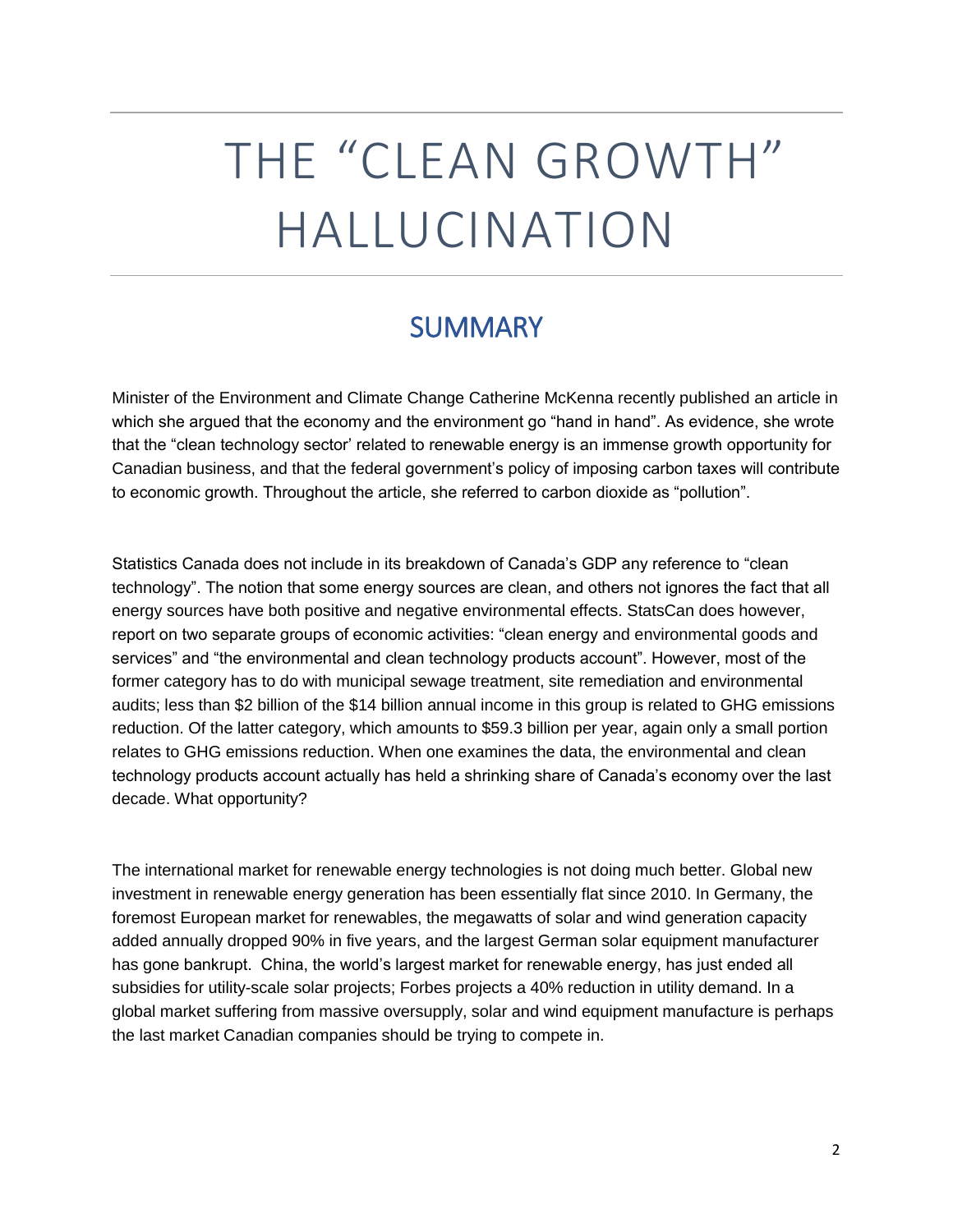# THE "CLEAN GROWTH" HALLUCINATION

## SUMMARY

Minister of the Environment and Climate Change Catherine McKenna recently published an article in which she argued that the economy and the environment go "hand in hand". As evidence, she wrote that the "clean technology sector' related to renewable energy is an immense growth opportunity for Canadian business, and that the federal government's policy of imposing carbon taxes will contribute to economic growth. Throughout the article, she referred to carbon dioxide as "pollution".

Statistics Canada does not include in its breakdown of Canada's GDP any reference to "clean technology". The notion that some energy sources are clean, and others not ignores the fact that all energy sources have both positive and negative environmental effects. StatsCan does however, report on two separate groups of economic activities: "clean energy and environmental goods and services" and "the environmental and clean technology products account". However, most of the former category has to do with municipal sewage treatment, site remediation and environmental audits; less than $2 billion of the $14 billion annual income in this group is related to GHG emissions reduction. Of the latter category, which amounts to $59.3 billion per year, again only a small portion relates to GHG emissions reduction. When one examines the data, the environmental and clean technology products account actually has held a shrinking share of Canada's economy over the last decade. What opportunity?

The international market for renewable energy technologies is not doing much better. Global new investment in renewable energy generation has been essentially flat since 2010. In Germany, the foremost European market for renewables, the megawatts of solar and wind generation capacity added annually dropped 90% in five years, and the largest German solar equipment manufacturer has gone bankrupt. China, the world's largest market for renewable energy, has just ended all subsidies for utility-scale solar projects; Forbes projects a 40% reduction in utility demand. In a global market suffering from massive oversupply, solar and wind equipment manufacture is perhaps the last market Canadian companies should be trying to compete in.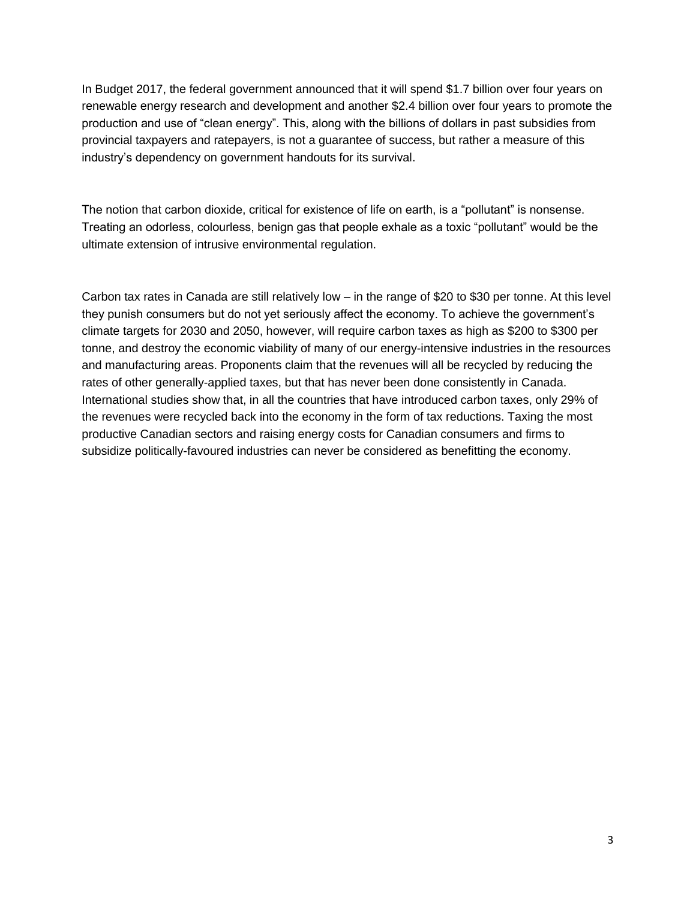In Budget 2017, the federal government announced that it will spend $1.7 billion over four years on renewable energy research and development and another $2.4 billion over four years to promote the production and use of "clean energy". This, along with the billions of dollars in past subsidies from provincial taxpayers and ratepayers, is not a guarantee of success, but rather a measure of this industry's dependency on government handouts for its survival.

The notion that carbon dioxide, critical for existence of life on earth, is a "pollutant" is nonsense. Treating an odorless, colourless, benign gas that people exhale as a toxic "pollutant" would be the ultimate extension of intrusive environmental regulation.

Carbon tax rates in Canada are still relatively low – in the range of $20 to $30 per tonne. At this level they punish consumers but do not yet seriously affect the economy. To achieve the government's climate targets for 2030 and 2050, however, will require carbon taxes as high as $200 to $300 per tonne, and destroy the economic viability of many of our energy-intensive industries in the resources and manufacturing areas. Proponents claim that the revenues will all be recycled by reducing the rates of other generally-applied taxes, but that has never been done consistently in Canada. International studies show that, in all the countries that have introduced carbon taxes, only 29% of the revenues were recycled back into the economy in the form of tax reductions. Taxing the most productive Canadian sectors and raising energy costs for Canadian consumers and firms to subsidize politically-favoured industries can never be considered as benefitting the economy.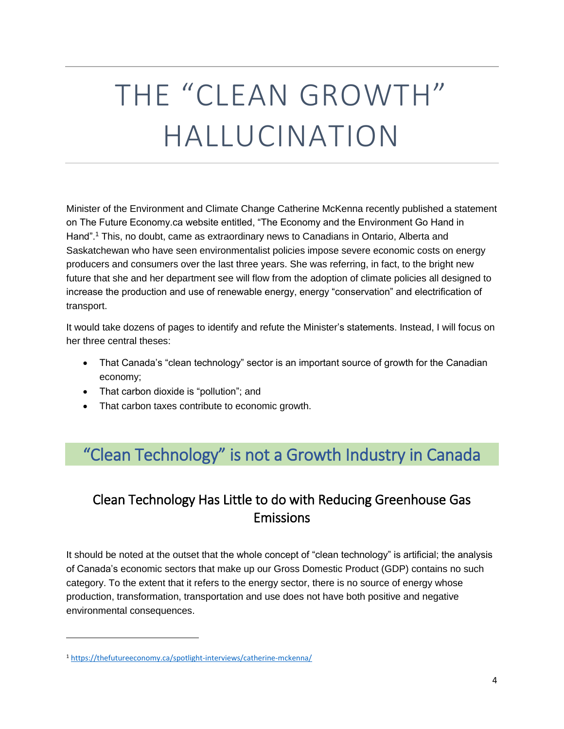# THE "CLEAN GROWTH" HALLUCINATION

Minister of the Environment and Climate Change Catherine McKenna recently published a statement on The Future Economy.ca website entitled, "The Economy and the Environment Go Hand in Hand".[1] This, no doubt, came as extraordinary news to Canadians in Ontario, Alberta and Saskatchewan who have seen environmentalist policies impose severe economic costs on energy producers and consumers over the last three years. She was referring, in fact, to the bright new future that she and her department see will flow from the adoption of climate policies all designed to increase the production and use of renewable energy, energy "conservation" and electrification of transport.

It would take dozens of pages to identify and refute the Minister's statements. Instead, I will focus on her three central theses:

- That Canada's "clean technology" sector is an important source of growth for the Canadian economy;
- That carbon dioxide is "pollution"; and
- That carbon taxes contribute to economic growth.

## "Clean Technology" is not a Growth Industry in Canada

### Clean Technology Has Little to do with Reducing Greenhouse Gas Emissions

It should be noted at the outset that the whole concept of "clean technology" is artificial; the analysis of Canada's economic sectors that make up our Gross Domestic Product (GDP) contains no such category. To the extent that it refers to the energy sector, there is no source of energy whose production, transformation, transportation and use does not have both positive and negative environmental consequences.

[1] https://thefutureeconomy.ca/spotlight-interviews/catherine-mckenna/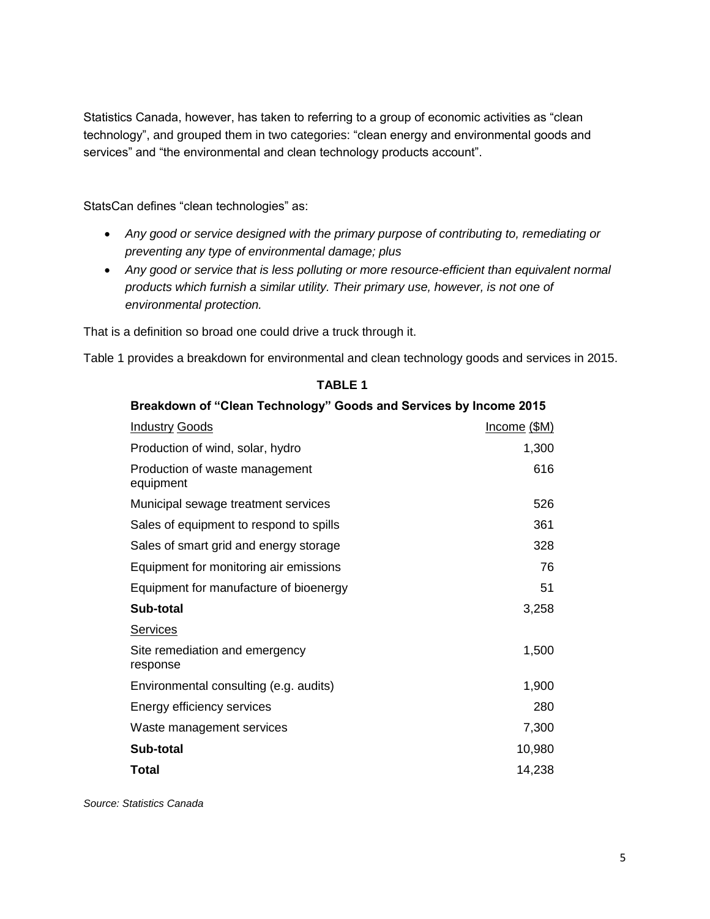Statistics Canada, however, has taken to referring to a group of economic activities as "clean technology", and grouped them in two categories: "clean energy and environmental goods and services" and "the environmental and clean technology products account".

StatsCan defines "clean technologies" as:

- *Any good or service designed with the primary purpose of contributing to, remediating or preventing any type of environmental damage; plus*
- *Any good or service that is less polluting or more resource-efficient than equivalent normal products which furnish a similar utility. Their primary use, however, is not one of environmental protection.*

That is a definition so broad one could drive a truck through it.

Table 1 provides a breakdown for environmental and clean technology goods and services in 2015.

**TABLE 1**

**Breakdown of "Clean Technology" Goods and Services by Income 2015**

| Industry Goods | Income ($M) |
|---|---|
| Production of wind, solar, hydro | 1,300 |
| Production of waste management equipment | 616 |
| Municipal sewage treatment services | 526 |
| Sales of equipment to respond to spills | 361 |
| Sales of smart grid and energy storage | 328 |
| Equipment for monitoring air emissions | 76 |
| Equipment for manufacture of bioenergy | 51 |
| **Sub-total** | 3,258 |
| Services | |
| Site remediation and emergency response | 1,500 |
| Environmental consulting (e.g. audits) | 1,900 |
| Energy efficiency services | 280 |
| Waste management services | 7,300 |
| **Sub-total** | 10,980 |
| **Total** | 14,238 |

*Source: Statistics Canada*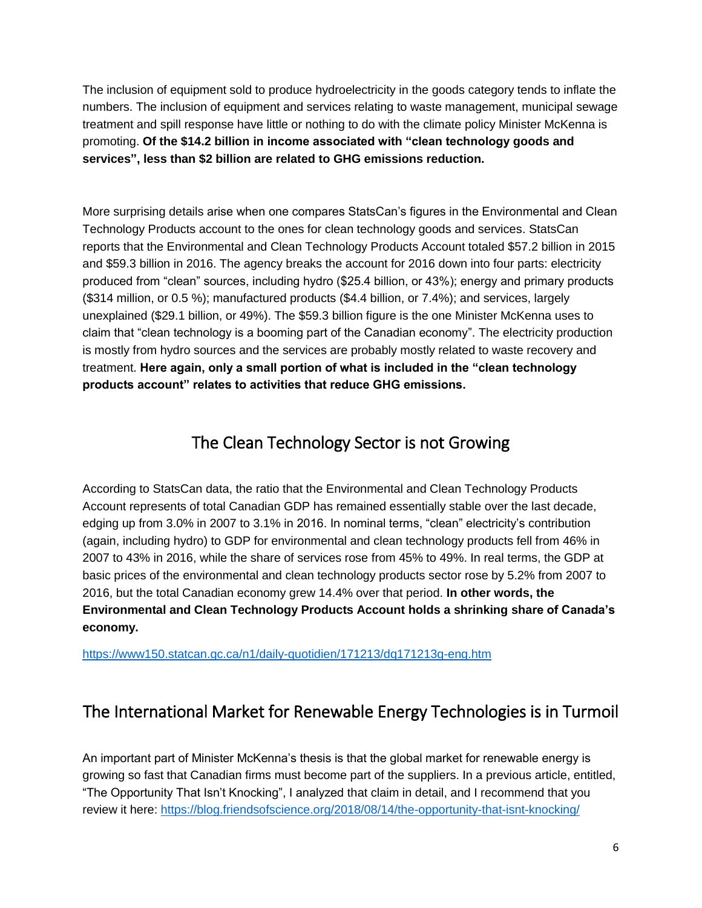The inclusion of equipment sold to produce hydroelectricity in the goods category tends to inflate the numbers. The inclusion of equipment and services relating to waste management, municipal sewage treatment and spill response have little or nothing to do with the climate policy Minister McKenna is promoting. **Of the $14.2 billion in income associated with "clean technology goods and services", less than $2 billion are related to GHG emissions reduction.**

More surprising details arise when one compares StatsCan's figures in the Environmental and Clean Technology Products account to the ones for clean technology goods and services. StatsCan reports that the Environmental and Clean Technology Products Account totaled $57.2 billion in 2015 and $59.3 billion in 2016. The agency breaks the account for 2016 down into four parts: electricity produced from "clean" sources, including hydro ($25.4 billion, or 43%); energy and primary products ($314 million, or 0.5 %); manufactured products ($4.4 billion, or 7.4%); and services, largely unexplained ($29.1 billion, or 49%). The $59.3 billion figure is the one Minister McKenna uses to claim that "clean technology is a booming part of the Canadian economy". The electricity production is mostly from hydro sources and the services are probably mostly related to waste recovery and treatment. **Here again, only a small portion of what is included in the "clean technology products account" relates to activities that reduce GHG emissions.**

## The Clean Technology Sector is not Growing

According to StatsCan data, the ratio that the Environmental and Clean Technology Products Account represents of total Canadian GDP has remained essentially stable over the last decade, edging up from 3.0% in 2007 to 3.1% in 2016. In nominal terms, "clean" electricity's contribution (again, including hydro) to GDP for environmental and clean technology products fell from 46% in 2007 to 43% in 2016, while the share of services rose from 45% to 49%. In real terms, the GDP at basic prices of the environmental and clean technology products sector rose by 5.2% from 2007 to 2016, but the total Canadian economy grew 14.4% over that period. **In other words, the Environmental and Clean Technology Products Account holds a shrinking share of Canada's economy.**

https://www150.statcan.gc.ca/n1/daily-quotidien/171213/dq171213g-eng.htm

## The International Market for Renewable Energy Technologies is in Turmoil

An important part of Minister McKenna's thesis is that the global market for renewable energy is growing so fast that Canadian firms must become part of the suppliers. In a previous article, entitled, "The Opportunity That Isn't Knocking", I analyzed that claim in detail, and I recommend that you review it here: https://blog.friendsofscience.org/2018/08/14/the-opportunity-that-isnt-knocking/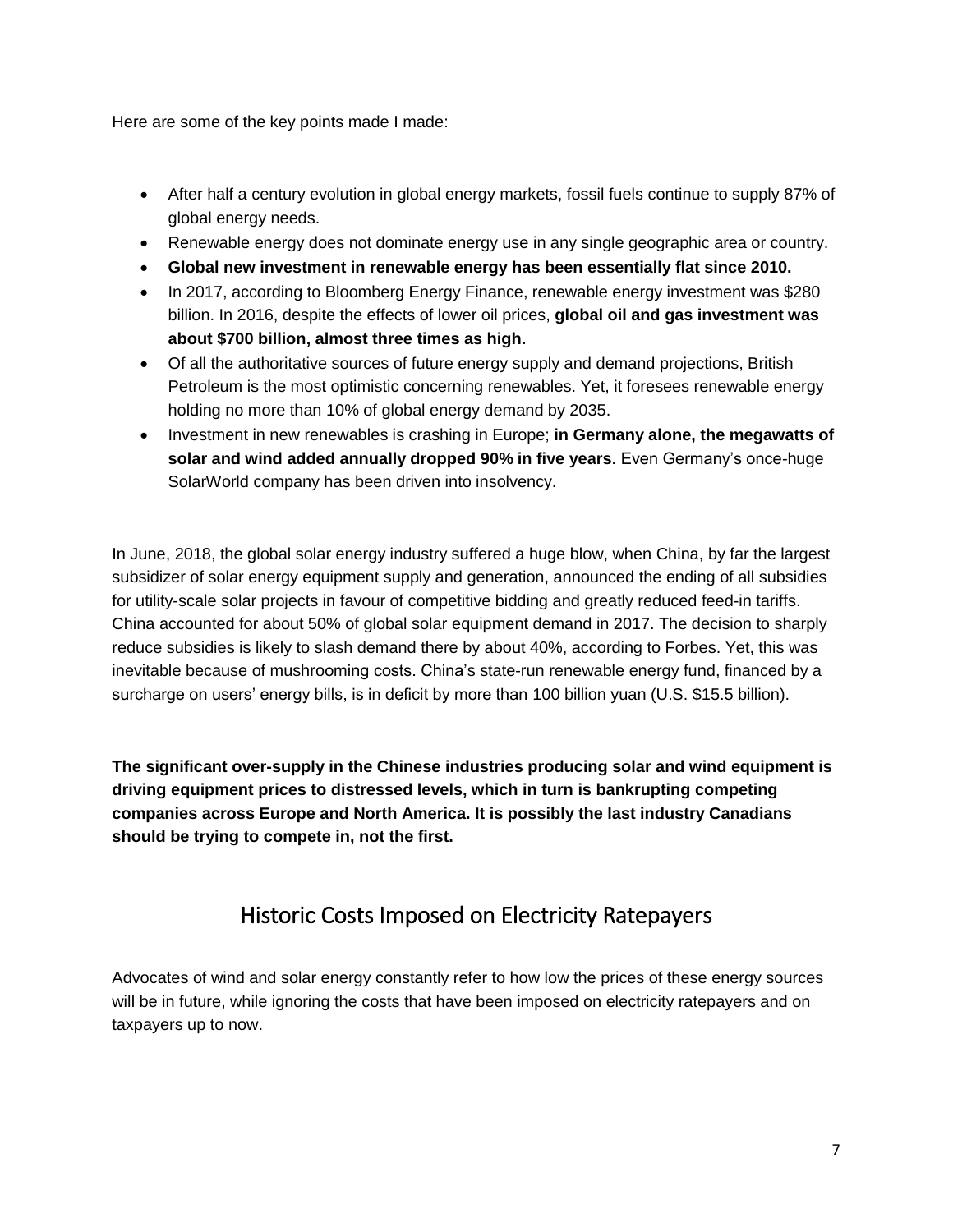Here are some of the key points made I made:

- After half a century evolution in global energy markets, fossil fuels continue to supply 87% of global energy needs.
- Renewable energy does not dominate energy use in any single geographic area or country.
- **Global new investment in renewable energy has been essentially flat since 2010.**
- In 2017, according to Bloomberg Energy Finance, renewable energy investment was $280 billion. In 2016, despite the effects of lower oil prices, **global oil and gas investment was about $700 billion, almost three times as high.**
- Of all the authoritative sources of future energy supply and demand projections, British Petroleum is the most optimistic concerning renewables. Yet, it foresees renewable energy holding no more than 10% of global energy demand by 2035.
- Investment in new renewables is crashing in Europe; **in Germany alone, the megawatts of solar and wind added annually dropped 90% in five years.** Even Germany's once-huge SolarWorld company has been driven into insolvency.

In June, 2018, the global solar energy industry suffered a huge blow, when China, by far the largest subsidizer of solar energy equipment supply and generation, announced the ending of all subsidies for utility-scale solar projects in favour of competitive bidding and greatly reduced feed-in tariffs. China accounted for about 50% of global solar equipment demand in 2017. The decision to sharply reduce subsidies is likely to slash demand there by about 40%, according to Forbes. Yet, this was inevitable because of mushrooming costs. China's state-run renewable energy fund, financed by a surcharge on users' energy bills, is in deficit by more than 100 billion yuan (U.S. $15.5 billion).

**The significant over-supply in the Chinese industries producing solar and wind equipment is driving equipment prices to distressed levels, which in turn is bankrupting competing companies across Europe and North America. It is possibly the last industry Canadians should be trying to compete in, not the first.**

## Historic Costs Imposed on Electricity Ratepayers

Advocates of wind and solar energy constantly refer to how low the prices of these energy sources will be in future, while ignoring the costs that have been imposed on electricity ratepayers and on taxpayers up to now.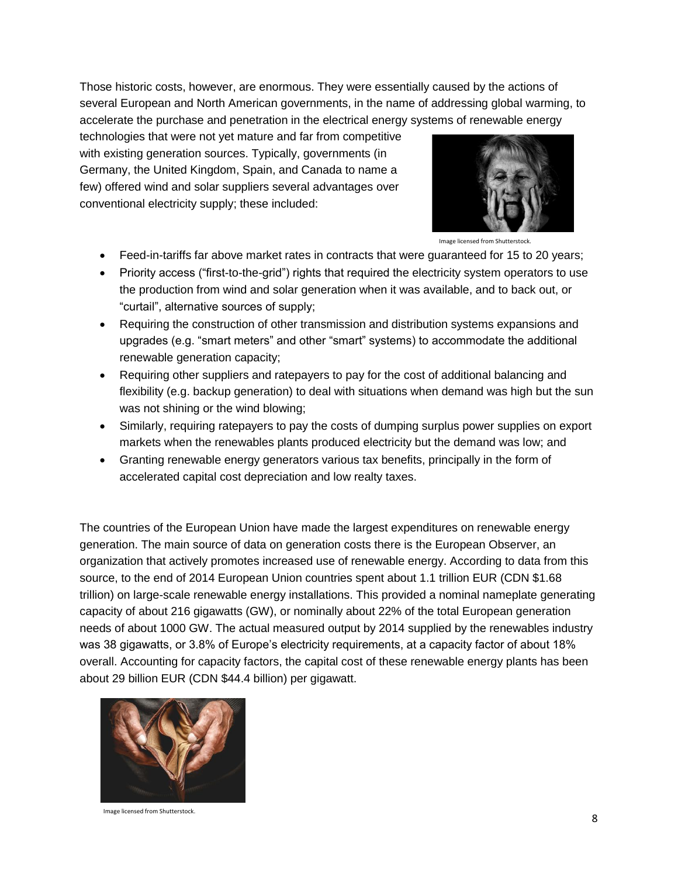Those historic costs, however, are enormous. They were essentially caused by the actions of several European and North American governments, in the name of addressing global warming, to accelerate the purchase and penetration in the electrical energy systems of renewable energy technologies that were not yet mature and far from competitive with existing generation sources. Typically, governments (in Germany, the United Kingdom, Spain, and Canada to name a few) offered wind and solar suppliers several advantages over conventional electricity supply; these included:

Image licensed from Shutterstock.

- Feed-in-tariffs far above market rates in contracts that were guaranteed for 15 to 20 years;
- Priority access ("first-to-the-grid") rights that required the electricity system operators to use the production from wind and solar generation when it was available, and to back out, or "curtail", alternative sources of supply;
- Requiring the construction of other transmission and distribution systems expansions and upgrades (e.g. "smart meters" and other "smart" systems) to accommodate the additional renewable generation capacity;
- Requiring other suppliers and ratepayers to pay for the cost of additional balancing and flexibility (e.g. backup generation) to deal with situations when demand was high but the sun was not shining or the wind blowing;
- Similarly, requiring ratepayers to pay the costs of dumping surplus power supplies on export markets when the renewables plants produced electricity but the demand was low; and
- Granting renewable energy generators various tax benefits, principally in the form of accelerated capital cost depreciation and low realty taxes.

The countries of the European Union have made the largest expenditures on renewable energy generation. The main source of data on generation costs there is the European Observer, an organization that actively promotes increased use of renewable energy. According to data from this source, to the end of 2014 European Union countries spent about 1.1 trillion EUR (CDN $1.68 trillion) on large-scale renewable energy installations. This provided a nominal nameplate generating capacity of about 216 gigawatts (GW), or nominally about 22% of the total European generation needs of about 1000 GW. The actual measured output by 2014 supplied by the renewables industry was 38 gigawatts, or 3.8% of Europe's electricity requirements, at a capacity factor of about 18% overall. Accounting for capacity factors, the capital cost of these renewable energy plants has been about 29 billion EUR (CDN $44.4 billion) per gigawatt.

Image licensed from Shutterstock.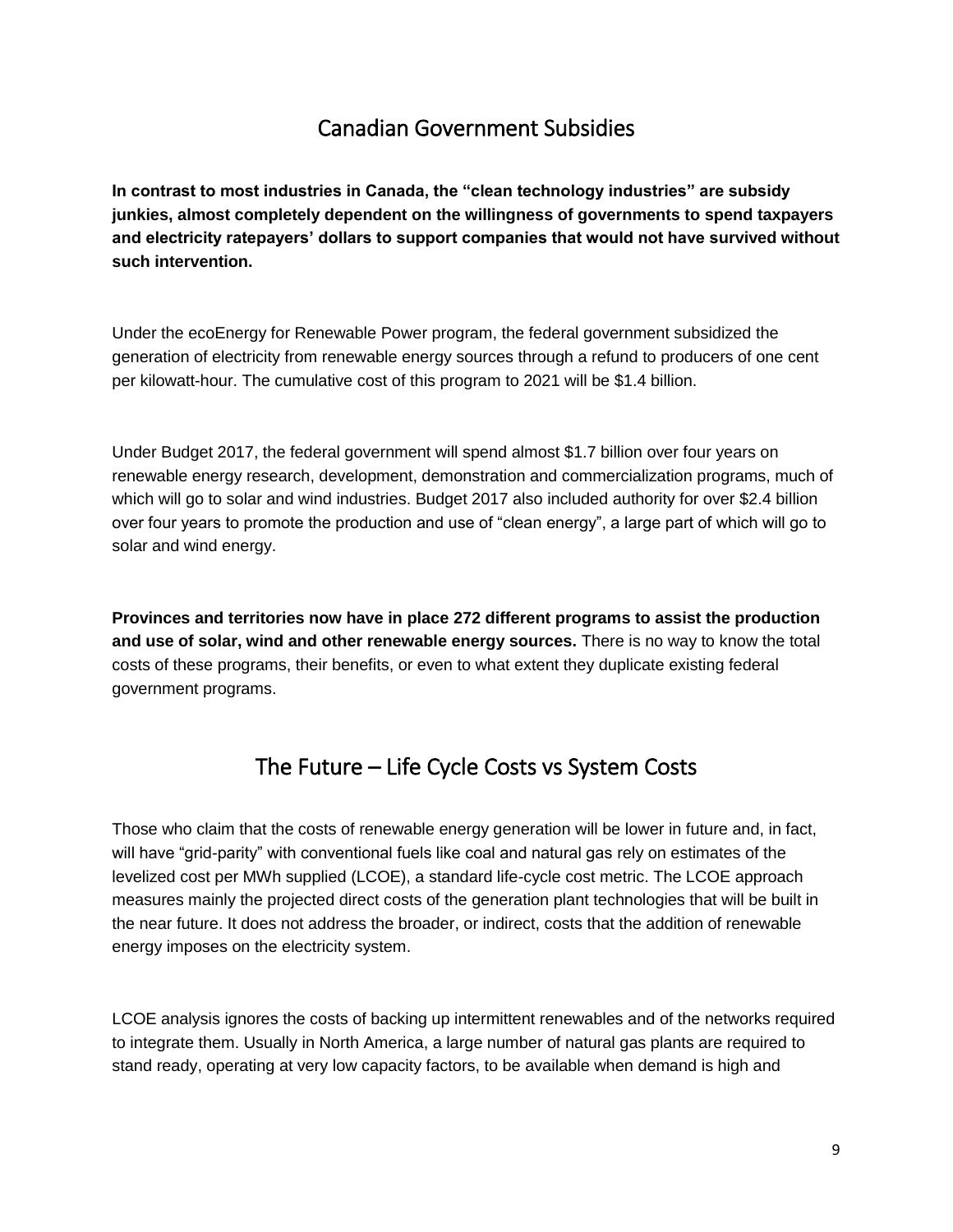## Canadian Government Subsidies

**In contrast to most industries in Canada, the "clean technology industries" are subsidy junkies, almost completely dependent on the willingness of governments to spend taxpayers and electricity ratepayers' dollars to support companies that would not have survived without such intervention.**

Under the ecoEnergy for Renewable Power program, the federal government subsidized the generation of electricity from renewable energy sources through a refund to producers of one cent per kilowatt-hour. The cumulative cost of this program to 2021 will be $1.4 billion.

Under Budget 2017, the federal government will spend almost $1.7 billion over four years on renewable energy research, development, demonstration and commercialization programs, much of which will go to solar and wind industries. Budget 2017 also included authority for over $2.4 billion over four years to promote the production and use of "clean energy", a large part of which will go to solar and wind energy.

**Provinces and territories now have in place 272 different programs to assist the production and use of solar, wind and other renewable energy sources.** There is no way to know the total costs of these programs, their benefits, or even to what extent they duplicate existing federal government programs.

## The Future – Life Cycle Costs vs System Costs

Those who claim that the costs of renewable energy generation will be lower in future and, in fact, will have "grid-parity" with conventional fuels like coal and natural gas rely on estimates of the levelized cost per MWh supplied (LCOE), a standard life-cycle cost metric. The LCOE approach measures mainly the projected direct costs of the generation plant technologies that will be built in the near future. It does not address the broader, or indirect, costs that the addition of renewable energy imposes on the electricity system.

LCOE analysis ignores the costs of backing up intermittent renewables and of the networks required to integrate them. Usually in North America, a large number of natural gas plants are required to stand ready, operating at very low capacity factors, to be available when demand is high and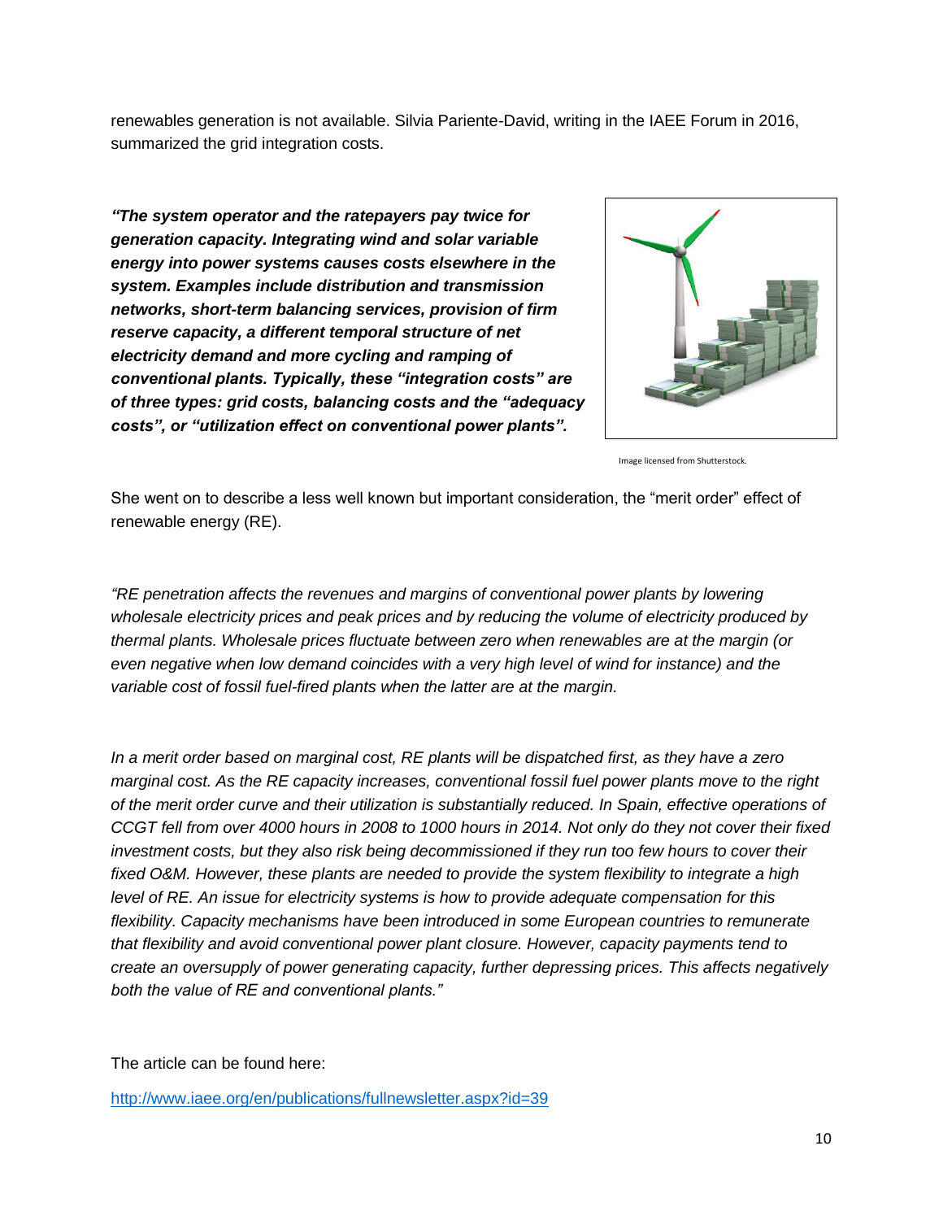renewables generation is not available. Silvia Pariente-David, writing in the IAEE Forum in 2016, summarized the grid integration costs.

***"The system operator and the ratepayers pay twice for generation capacity. Integrating wind and solar variable energy into power systems causes costs elsewhere in the system. Examples include distribution and transmission networks, short-term balancing services, provision of firm reserve capacity, a different temporal structure of net electricity demand and more cycling and ramping of conventional plants. Typically, these "integration costs" are of three types: grid costs, balancing costs and the "adequacy costs", or "utilization effect on conventional power plants".***

Image licensed from Shutterstock.

She went on to describe a less well known but important consideration, the "merit order" effect of renewable energy (RE).

*"RE penetration affects the revenues and margins of conventional power plants by lowering wholesale electricity prices and peak prices and by reducing the volume of electricity produced by thermal plants. Wholesale prices fluctuate between zero when renewables are at the margin (or even negative when low demand coincides with a very high level of wind for instance) and the variable cost of fossil fuel-fired plants when the latter are at the margin.*

*In a merit order based on marginal cost, RE plants will be dispatched first, as they have a zero marginal cost. As the RE capacity increases, conventional fossil fuel power plants move to the right of the merit order curve and their utilization is substantially reduced. In Spain, effective operations of CCGT fell from over 4000 hours in 2008 to 1000 hours in 2014. Not only do they not cover their fixed investment costs, but they also risk being decommissioned if they run too few hours to cover their fixed O&M. However, these plants are needed to provide the system flexibility to integrate a high level of RE. An issue for electricity systems is how to provide adequate compensation for this flexibility. Capacity mechanisms have been introduced in some European countries to remunerate that flexibility and avoid conventional power plant closure. However, capacity payments tend to create an oversupply of power generating capacity, further depressing prices. This affects negatively both the value of RE and conventional plants."*

The article can be found here:

http://www.iaee.org/en/publications/fullnewsletter.aspx?id=39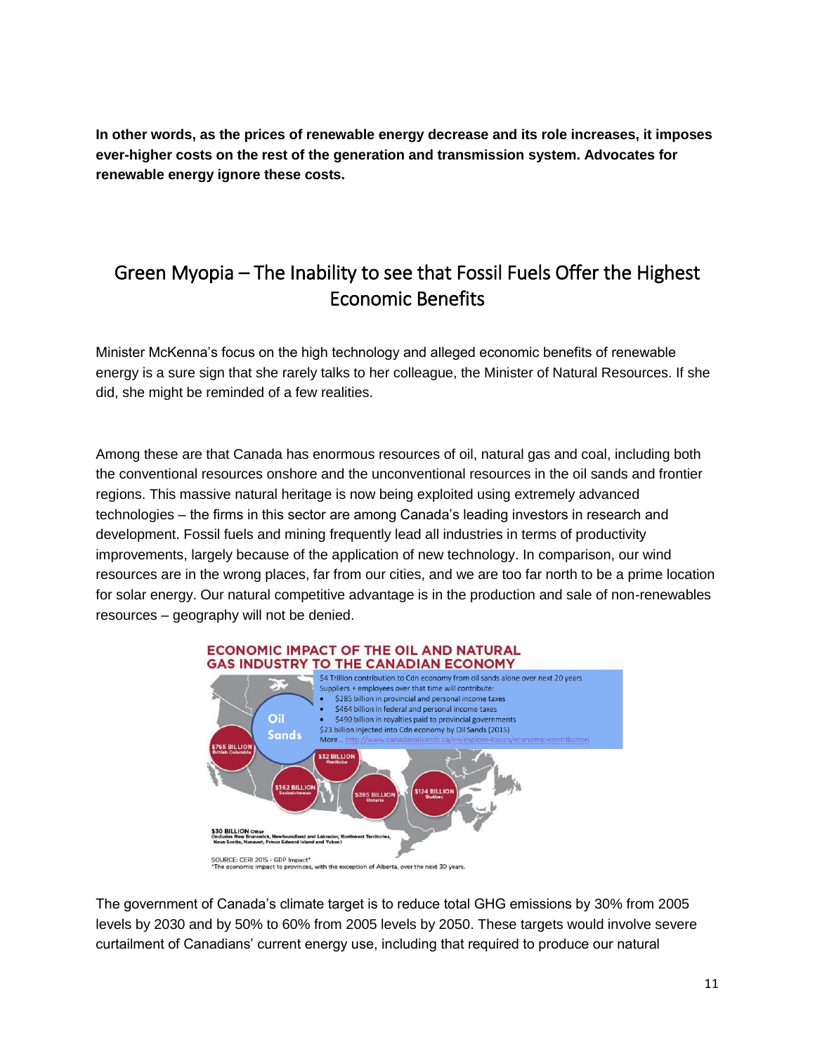**In other words, as the prices of renewable energy decrease and its role increases, it imposes ever-higher costs on the rest of the generation and transmission system. Advocates for renewable energy ignore these costs.**

## Green Myopia – The Inability to see that Fossil Fuels Offer the Highest Economic Benefits

Minister McKenna's focus on the high technology and alleged economic benefits of renewable energy is a sure sign that she rarely talks to her colleague, the Minister of Natural Resources. If she did, she might be reminded of a few realities.

Among these are that Canada has enormous resources of oil, natural gas and coal, including both the conventional resources onshore and the unconventional resources in the oil sands and frontier regions. This massive natural heritage is now being exploited using extremely advanced technologies – the firms in this sector are among Canada's leading investors in research and development. Fossil fuels and mining frequently lead all industries in terms of productivity improvements, largely because of the application of new technology. In comparison, our wind resources are in the wrong places, far from our cities, and we are too far north to be a prime location for solar energy. Our natural competitive advantage is in the production and sale of non-renewables resources – geography will not be denied.

**ECONOMIC IMPACT OF THE OIL AND NATURAL GAS INDUSTRY TO THE CANADIAN ECONOMY**

Oil Sands

$4 Trillion contribution to Cdn economy from oil sands alone over next 20 years
Suppliers + employees over that time will contribute:

- $285 billion in provincial and personal income taxes
- $464 billion in federal and personal income taxes
- $490 billion in royalties paid to provincial governments

$23 billion injected into Cdn economy by Oil Sands (2015)
More... http://www.canadasoilsands.ca/en/explore-topics/economic-contribution

$765 BILLION British Columbia
$362 BILLION Saskatchewan
$32 BILLION Manitoba
$395 BILLION Ontario
$124 BILLION Québec
$30 BILLION Other (Includes New Brunswick, Newfoundland and Labrador, Northwest Territories, Nova Scotia, Nunavut, Prince Edward Island and Yukon)

SOURCE: CERI 2015 - GDP Impact*
*The economic impact to provinces, with the exception of Alberta, over the next 30 years.

The government of Canada's climate target is to reduce total GHG emissions by 30% from 2005 levels by 2030 and by 50% to 60% from 2005 levels by 2050. These targets would involve severe curtailment of Canadians' current energy use, including that required to produce our natural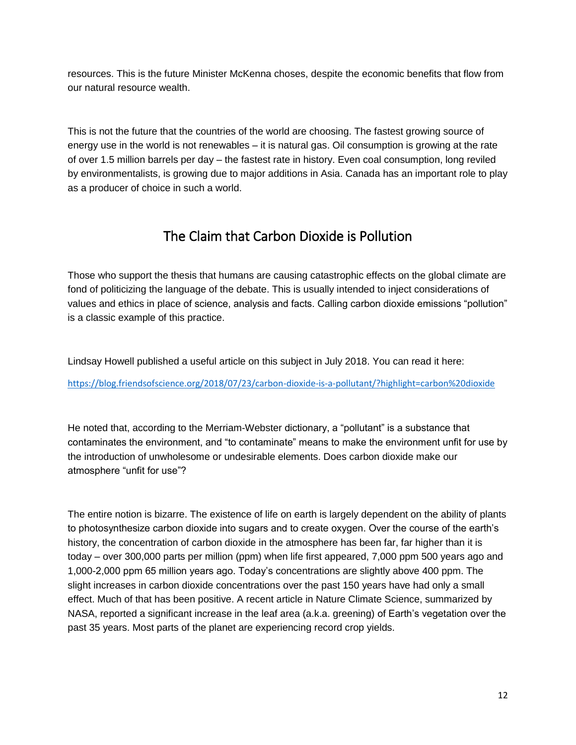resources. This is the future Minister McKenna choses, despite the economic benefits that flow from our natural resource wealth.

This is not the future that the countries of the world are choosing. The fastest growing source of energy use in the world is not renewables – it is natural gas. Oil consumption is growing at the rate of over 1.5 million barrels per day – the fastest rate in history. Even coal consumption, long reviled by environmentalists, is growing due to major additions in Asia. Canada has an important role to play as a producer of choice in such a world.

## The Claim that Carbon Dioxide is Pollution

Those who support the thesis that humans are causing catastrophic effects on the global climate are fond of politicizing the language of the debate. This is usually intended to inject considerations of values and ethics in place of science, analysis and facts. Calling carbon dioxide emissions "pollution" is a classic example of this practice.

Lindsay Howell published a useful article on this subject in July 2018. You can read it here:

https://blog.friendsofscience.org/2018/07/23/carbon-dioxide-is-a-pollutant/?highlight=carbon%20dioxide

He noted that, according to the Merriam-Webster dictionary, a "pollutant" is a substance that contaminates the environment, and "to contaminate" means to make the environment unfit for use by the introduction of unwholesome or undesirable elements. Does carbon dioxide make our atmosphere "unfit for use"?

The entire notion is bizarre. The existence of life on earth is largely dependent on the ability of plants to photosynthesize carbon dioxide into sugars and to create oxygen. Over the course of the earth's history, the concentration of carbon dioxide in the atmosphere has been far, far higher than it is today – over 300,000 parts per million (ppm) when life first appeared, 7,000 ppm 500 years ago and 1,000-2,000 ppm 65 million years ago. Today's concentrations are slightly above 400 ppm. The slight increases in carbon dioxide concentrations over the past 150 years have had only a small effect. Much of that has been positive. A recent article in Nature Climate Science, summarized by NASA, reported a significant increase in the leaf area (a.k.a. greening) of Earth's vegetation over the past 35 years. Most parts of the planet are experiencing record crop yields.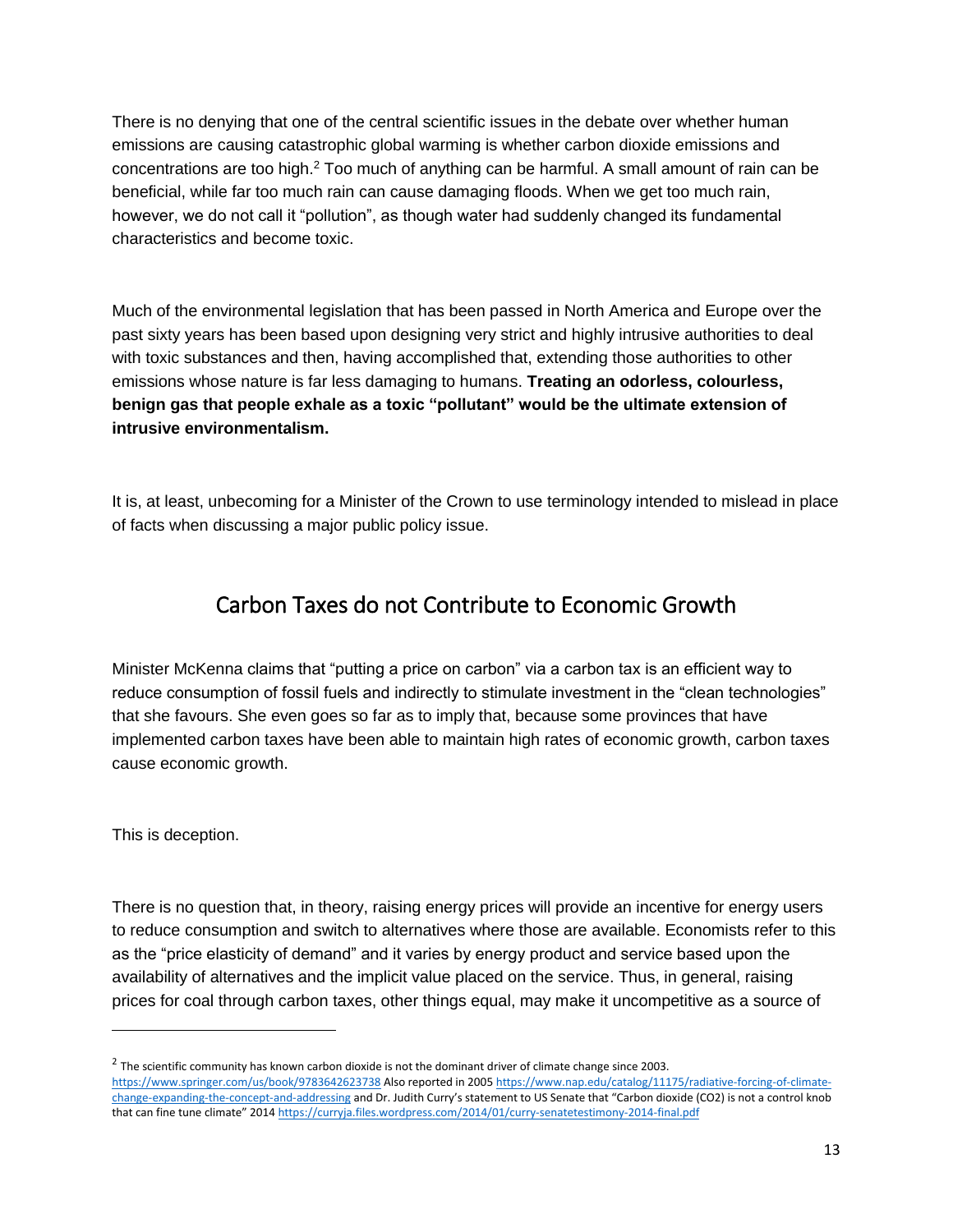There is no denying that one of the central scientific issues in the debate over whether human emissions are causing catastrophic global warming is whether carbon dioxide emissions and concentrations are too high.[2] Too much of anything can be harmful. A small amount of rain can be beneficial, while far too much rain can cause damaging floods. When we get too much rain, however, we do not call it "pollution", as though water had suddenly changed its fundamental characteristics and become toxic.

Much of the environmental legislation that has been passed in North America and Europe over the past sixty years has been based upon designing very strict and highly intrusive authorities to deal with toxic substances and then, having accomplished that, extending those authorities to other emissions whose nature is far less damaging to humans. **Treating an odorless, colourless, benign gas that people exhale as a toxic "pollutant" would be the ultimate extension of intrusive environmentalism.**

It is, at least, unbecoming for a Minister of the Crown to use terminology intended to mislead in place of facts when discussing a major public policy issue.

## Carbon Taxes do not Contribute to Economic Growth

Minister McKenna claims that "putting a price on carbon" via a carbon tax is an efficient way to reduce consumption of fossil fuels and indirectly to stimulate investment in the "clean technologies" that she favours. She even goes so far as to imply that, because some provinces that have implemented carbon taxes have been able to maintain high rates of economic growth, carbon taxes cause economic growth.

This is deception.

There is no question that, in theory, raising energy prices will provide an incentive for energy users to reduce consumption and switch to alternatives where those are available. Economists refer to this as the "price elasticity of demand" and it varies by energy product and service based upon the availability of alternatives and the implicit value placed on the service. Thus, in general, raising prices for coal through carbon taxes, other things equal, may make it uncompetitive as a source of

---

[2] The scientific community has known carbon dioxide is not the dominant driver of climate change since 2003. https://www.springer.com/us/book/9783642623738 Also reported in 2005 https://www.nap.edu/catalog/11175/radiative-forcing-of-climate-change-expanding-the-concept-and-addressing and Dr. Judith Curry's statement to US Senate that "Carbon dioxide (CO2) is not a control knob that can fine tune climate" 2014 https://curryja.files.wordpress.com/2014/01/curry-senatetestimony-2014-final.pdf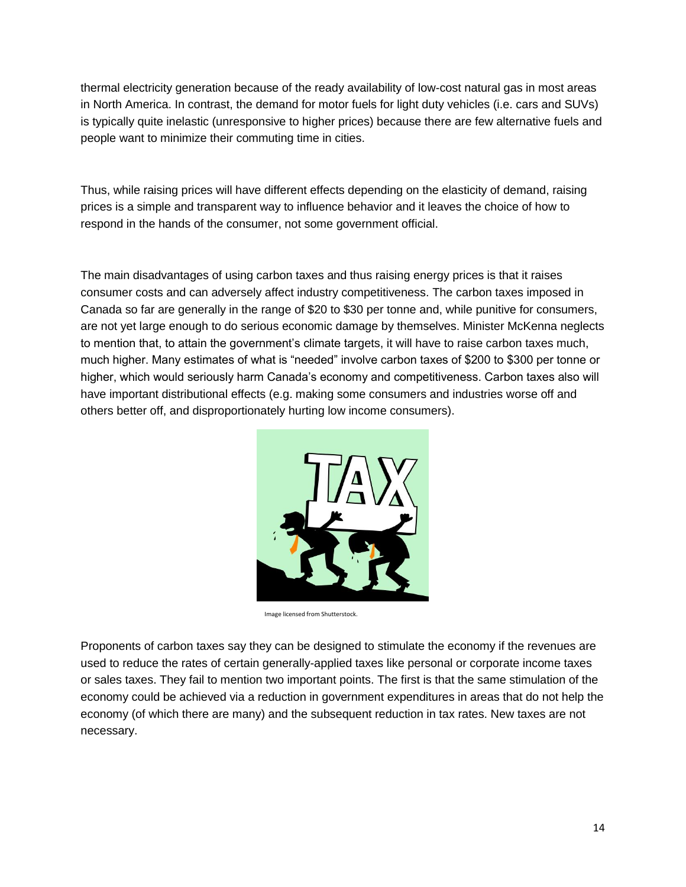thermal electricity generation because of the ready availability of low-cost natural gas in most areas in North America. In contrast, the demand for motor fuels for light duty vehicles (i.e. cars and SUVs) is typically quite inelastic (unresponsive to higher prices) because there are few alternative fuels and people want to minimize their commuting time in cities.

Thus, while raising prices will have different effects depending on the elasticity of demand, raising prices is a simple and transparent way to influence behavior and it leaves the choice of how to respond in the hands of the consumer, not some government official.

The main disadvantages of using carbon taxes and thus raising energy prices is that it raises consumer costs and can adversely affect industry competitiveness. The carbon taxes imposed in Canada so far are generally in the range of $20 to $30 per tonne and, while punitive for consumers, are not yet large enough to do serious economic damage by themselves. Minister McKenna neglects to mention that, to attain the government's climate targets, it will have to raise carbon taxes much, much higher. Many estimates of what is "needed" involve carbon taxes of $200 to $300 per tonne or higher, which would seriously harm Canada's economy and competitiveness. Carbon taxes also will have important distributional effects (e.g. making some consumers and industries worse off and others better off, and disproportionately hurting low income consumers).

Image licensed from Shutterstock.

Proponents of carbon taxes say they can be designed to stimulate the economy if the revenues are used to reduce the rates of certain generally-applied taxes like personal or corporate income taxes or sales taxes. They fail to mention two important points. The first is that the same stimulation of the economy could be achieved via a reduction in government expenditures in areas that do not help the economy (of which there are many) and the subsequent reduction in tax rates. New taxes are not necessary.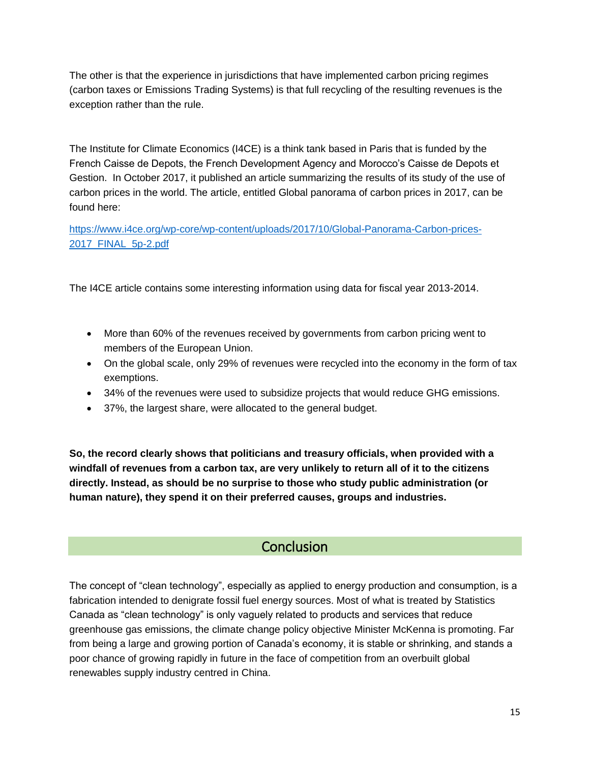The other is that the experience in jurisdictions that have implemented carbon pricing regimes (carbon taxes or Emissions Trading Systems) is that full recycling of the resulting revenues is the exception rather than the rule.

The Institute for Climate Economics (I4CE) is a think tank based in Paris that is funded by the French Caisse de Depots, the French Development Agency and Morocco's Caisse de Depots et Gestion. In October 2017, it published an article summarizing the results of its study of the use of carbon prices in the world. The article, entitled Global panorama of carbon prices in 2017, can be found here:

[https://www.i4ce.org/wp-core/wp-content/uploads/2017/10/Global-Panorama-Carbon-prices-2017_FINAL_5p-2.pdf](https://www.i4ce.org/wp-core/wp-content/uploads/2017/10/Global-Panorama-Carbon-prices-2017_FINAL_5p-2.pdf)

The I4CE article contains some interesting information using data for fiscal year 2013-2014.

- More than 60% of the revenues received by governments from carbon pricing went to members of the European Union.
- On the global scale, only 29% of revenues were recycled into the economy in the form of tax exemptions.
- 34% of the revenues were used to subsidize projects that would reduce GHG emissions.
- 37%, the largest share, were allocated to the general budget.

**So, the record clearly shows that politicians and treasury officials, when provided with a windfall of revenues from a carbon tax, are very unlikely to return all of it to the citizens directly. Instead, as should be no surprise to those who study public administration (or human nature), they spend it on their preferred causes, groups and industries.**

## Conclusion

The concept of "clean technology", especially as applied to energy production and consumption, is a fabrication intended to denigrate fossil fuel energy sources. Most of what is treated by Statistics Canada as "clean technology" is only vaguely related to products and services that reduce greenhouse gas emissions, the climate change policy objective Minister McKenna is promoting. Far from being a large and growing portion of Canada's economy, it is stable or shrinking, and stands a poor chance of growing rapidly in future in the face of competition from an overbuilt global renewables supply industry centred in China.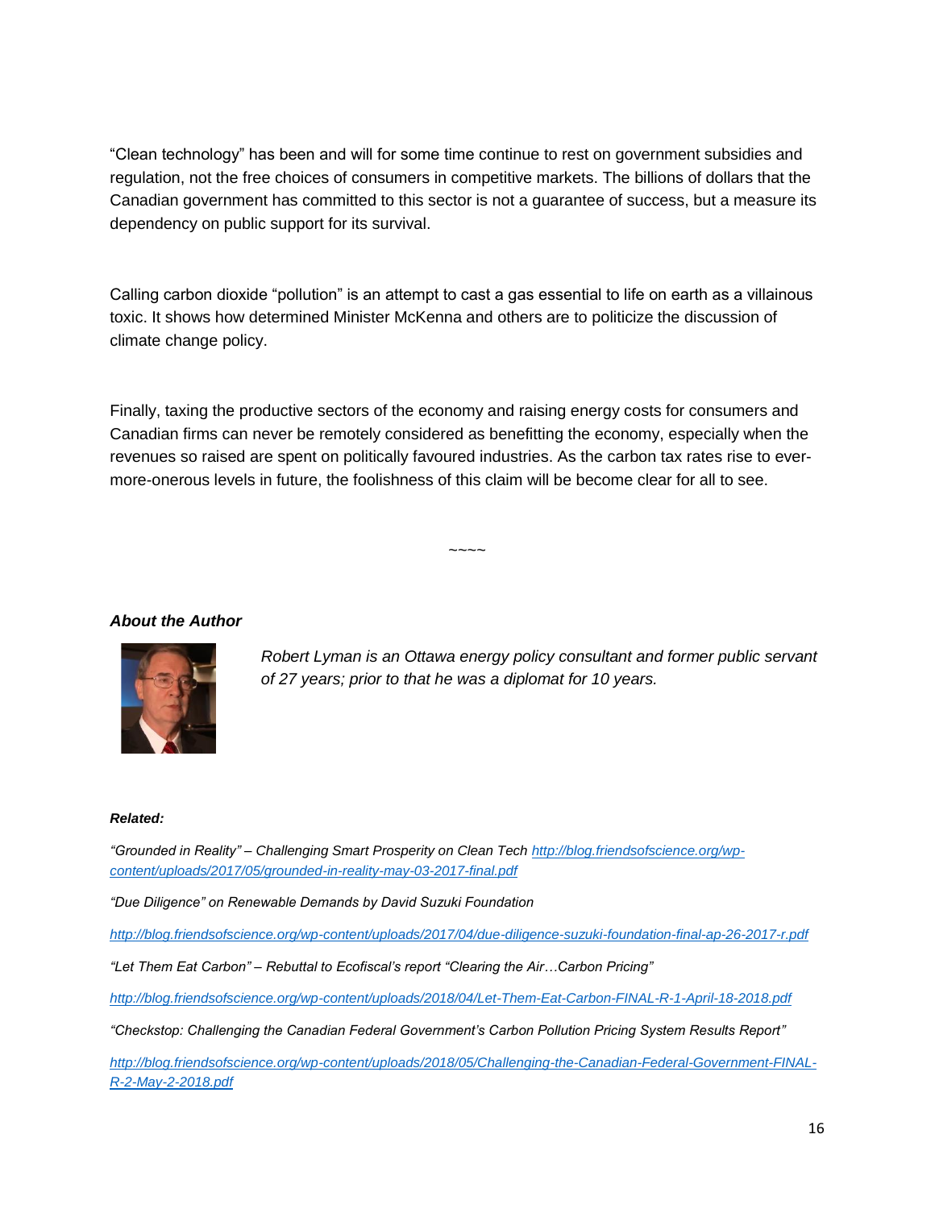"Clean technology" has been and will for some time continue to rest on government subsidies and regulation, not the free choices of consumers in competitive markets. The billions of dollars that the Canadian government has committed to this sector is not a guarantee of success, but a measure its dependency on public support for its survival.

Calling carbon dioxide "pollution" is an attempt to cast a gas essential to life on earth as a villainous toxic. It shows how determined Minister McKenna and others are to politicize the discussion of climate change policy.

Finally, taxing the productive sectors of the economy and raising energy costs for consumers and Canadian firms can never be remotely considered as benefitting the economy, especially when the revenues so raised are spent on politically favoured industries. As the carbon tax rates rise to ever-more-onerous levels in future, the foolishness of this claim will be become clear for all to see.

~~~~

***About the Author***

*Robert Lyman is an Ottawa energy policy consultant and former public servant of 27 years; prior to that he was a diplomat for 10 years.*

***Related:***

*"Grounded in Reality" – Challenging Smart Prosperity on Clean Tech* *http://blog.friendsofscience.org/wp-content/uploads/2017/05/grounded-in-reality-may-03-2017-final.pdf*

*"Due Diligence" on Renewable Demands by David Suzuki Foundation*

*http://blog.friendsofscience.org/wp-content/uploads/2017/04/due-diligence-suzuki-foundation-final-ap-26-2017-r.pdf*

*"Let Them Eat Carbon" – Rebuttal to Ecofiscal's report "Clearing the Air…Carbon Pricing"*

*http://blog.friendsofscience.org/wp-content/uploads/2018/04/Let-Them-Eat-Carbon-FINAL-R-1-April-18-2018.pdf*

*"Checkstop: Challenging the Canadian Federal Government's Carbon Pollution Pricing System Results Report"*

*http://blog.friendsofscience.org/wp-content/uploads/2018/05/Challenging-the-Canadian-Federal-Government-FINAL-R-2-May-2-2018.pdf*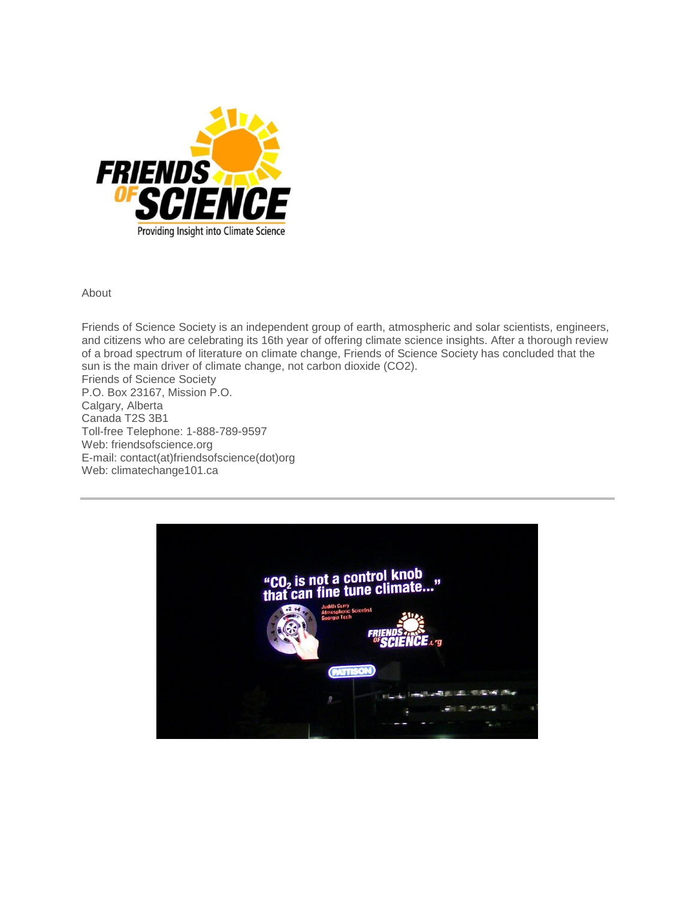About

Friends of Science Society is an independent group of earth, atmospheric and solar scientists, engineers, and citizens who are celebrating its 16th year of offering climate science insights. After a thorough review of a broad spectrum of literature on climate change, Friends of Science Society has concluded that the sun is the main driver of climate change, not carbon dioxide ($CO_2$).

Friends of Science Society
P.O. Box 23167, Mission P.O.
Calgary, Alberta
Canada T2S 3B1
Toll-free Telephone: 1-888-789-9597
Web: friendsofscience.org
E-mail: contact(at)friendsofscience(dot)org
Web: climatechange101.ca